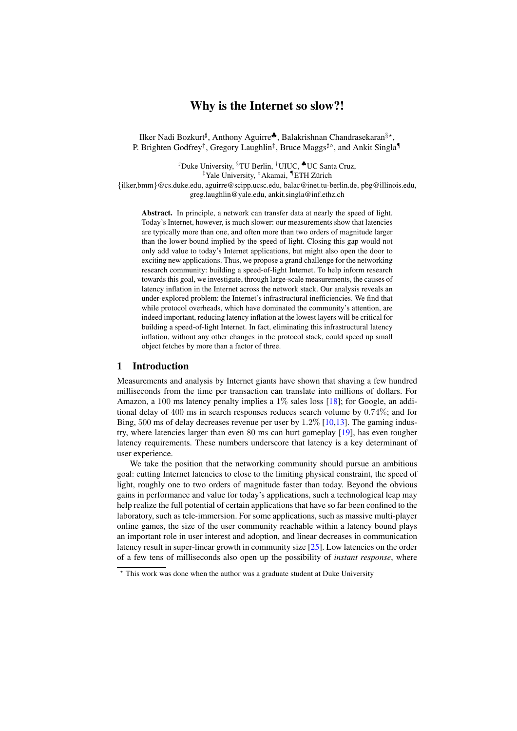# Why is the Internet so slow?!

Ilker Nadi Bozkurt[♯], Anthony Aguirre[♣], Balakrishnan Chandrasekaran[§⋆], P. Brighten Godfrey[†], Gregory Laughlin[‡], Bruce Maggs[♯◦], and Ankit Singla[¶]

[♯]Duke University, [§]TU Berlin, [†]UIUC, [♣]UC Santa Cruz, [‡]Yale University, [◦]Akamai, [¶]ETH Zürich

{ilker,bmm}@cs.duke.edu, aguirre@scipp.ucsc.edu, balac@inet.tu-berlin.de, pbg@illinois.edu, greg.laughlin@yale.edu, ankit.singla@inf.ethz.ch

**Abstract.** In principle, a network can transfer data at nearly the speed of light. Today's Internet, however, is much slower: our measurements show that latencies are typically more than one, and often more than two orders of magnitude larger than the lower bound implied by the speed of light. Closing this gap would not only add value to today's Internet applications, but might also open the door to exciting new applications. Thus, we propose a grand challenge for the networking research community: building a speed-of-light Internet. To help inform research towards this goal, we investigate, through large-scale measurements, the causes of latency inflation in the Internet across the network stack. Our analysis reveals an under-explored problem: the Internet's infrastructural inefficiencies. We find that while protocol overheads, which have dominated the community's attention, are indeed important, reducing latency inflation at the lowest layers will be critical for building a speed-of-light Internet. In fact, eliminating this infrastructural latency inflation, without any other changes in the protocol stack, could speed up small object fetches by more than a factor of three.

## 1 Introduction

Measurements and analysis by Internet giants have shown that shaving a few hundred milliseconds from the time per transaction can translate into millions of dollars. For Amazon, a 100 ms latency penalty implies a 1% sales loss [18]; for Google, an additional delay of 400 ms in search responses reduces search volume by 0.74%; and for Bing, 500 ms of delay decreases revenue per user by 1.2% [10,13]. The gaming industry, where latencies larger than even 80 ms can hurt gameplay [19], has even tougher latency requirements. These numbers underscore that latency is a key determinant of user experience.

We take the position that the networking community should pursue an ambitious goal: cutting Internet latencies to close to the limiting physical constraint, the speed of light, roughly one to two orders of magnitude faster than today. Beyond the obvious gains in performance and value for today's applications, such a technological leap may help realize the full potential of certain applications that have so far been confined to the laboratory, such as tele-immersion. For some applications, such as massive multi-player online games, the size of the user community reachable within a latency bound plays an important role in user interest and adoption, and linear decreases in communication latency result in super-linear growth in community size [25]. Low latencies on the order of a few tens of milliseconds also open up the possibility of *instant response*, where

⋆ This work was done when the author was a graduate student at Duke University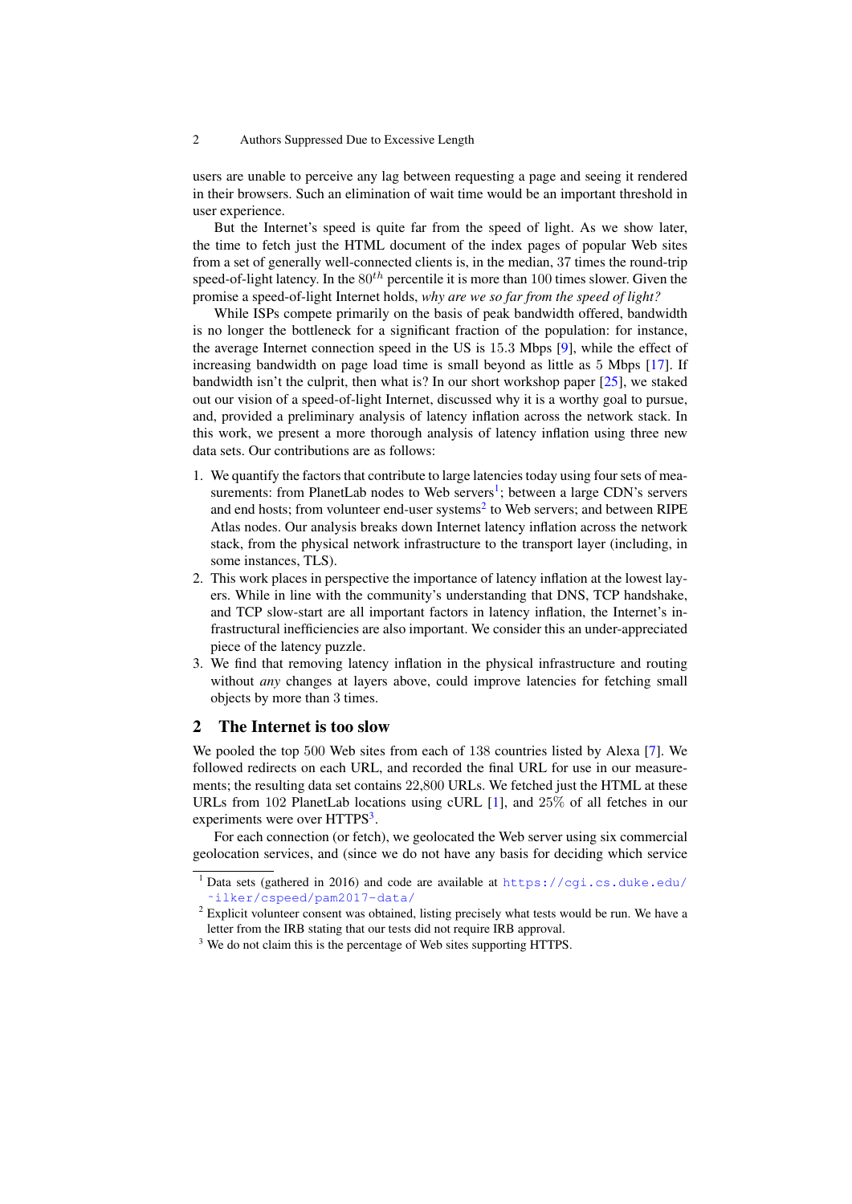users are unable to perceive any lag between requesting a page and seeing it rendered in their browsers. Such an elimination of wait time would be an important threshold in user experience.

But the Internet's speed is quite far from the speed of light. As we show later, the time to fetch just the HTML document of the index pages of popular Web sites from a set of generally well-connected clients is, in the median, 37 times the round-trip speed-of-light latency. In the $80^{th}$ percentile it is more than $100$ times slower. Given the promise a speed-of-light Internet holds, *why are we so far from the speed of light?*

While ISPs compete primarily on the basis of peak bandwidth offered, bandwidth is no longer the bottleneck for a significant fraction of the population: for instance, the average Internet connection speed in the US is $15.3$ Mbps [9], while the effect of increasing bandwidth on page load time is small beyond as little as $5$ Mbps [17]. If bandwidth isn't the culprit, then what is? In our short workshop paper [25], we staked out our vision of a speed-of-light Internet, discussed why it is a worthy goal to pursue, and, provided a preliminary analysis of latency inflation across the network stack. In this work, we present a more thorough analysis of latency inflation using three new data sets. Our contributions are as follows:

1. We quantify the factors that contribute to large latencies today using four sets of measurements: from PlanetLab nodes to Web servers[1]; between a large CDN's servers and end hosts; from volunteer end-user systems[2] to Web servers; and between RIPE Atlas nodes. Our analysis breaks down Internet latency inflation across the network stack, from the physical network infrastructure to the transport layer (including, in some instances, TLS).
2. This work places in perspective the importance of latency inflation at the lowest layers. While in line with the community's understanding that DNS, TCP handshake, and TCP slow-start are all important factors in latency inflation, the Internet's infrastructural inefficiencies are also important. We consider this an under-appreciated piece of the latency puzzle.
3. We find that removing latency inflation in the physical infrastructure and routing without *any* changes at layers above, could improve latencies for fetching small objects by more than 3 times.

## 2 The Internet is too slow

We pooled the top $500$ Web sites from each of $138$ countries listed by Alexa [7]. We followed redirects on each URL, and recorded the final URL for use in our measurements; the resulting data set contains 22,800 URLs. We fetched just the HTML at these URLs from $102$ PlanetLab locations using cURL [1], and $25\%$ of all fetches in our experiments were over HTTPS[3].

For each connection (or fetch), we geolocated the Web server using six commercial geolocation services, and (since we do not have any basis for deciding which service

---

[1] Data sets (gathered in 2016) and code are available at https://cgi.cs.duke.edu/~ilker/cspeed/pam2017-data/

[2] Explicit volunteer consent was obtained, listing precisely what tests would be run. We have a letter from the IRB stating that our tests did not require IRB approval.

[3] We do not claim this is the percentage of Web sites supporting HTTPS.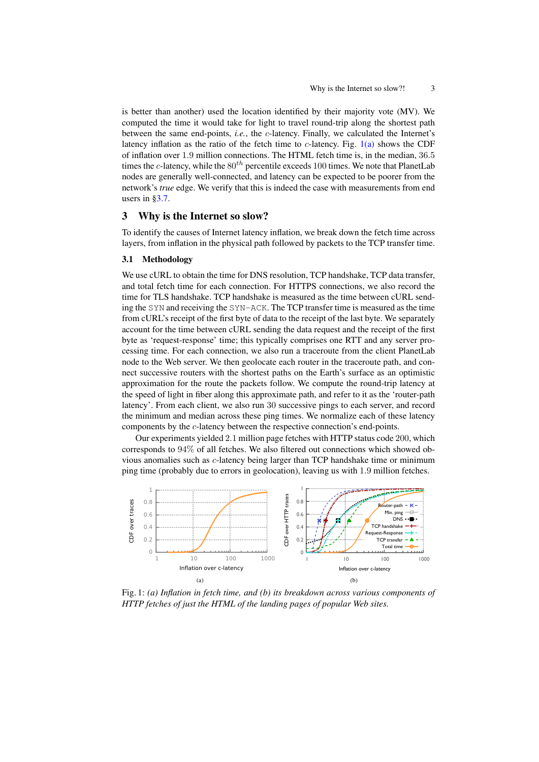is better than another) used the location identified by their majority vote (MV). We computed the time it would take for light to travel round-trip along the shortest path between the same end-points, *i.e.*, the $c$-latency. Finally, we calculated the Internet's latency inflation as the ratio of the fetch time to $c$-latency. Fig. 1(a) shows the CDF of inflation over 1.9 million connections. The HTML fetch time is, in the median, 36.5 times the $c$-latency, while the $80^{th}$ percentile exceeds 100 times. We note that PlanetLab nodes are generally well-connected, and latency can be expected to be poorer from the network's *true* edge. We verify that this is indeed the case with measurements from end users in §3.7.

## 3 Why is the Internet so slow?

To identify the causes of Internet latency inflation, we break down the fetch time across layers, from inflation in the physical path followed by packets to the TCP transfer time.

### 3.1 Methodology

We use cURL to obtain the time for DNS resolution, TCP handshake, TCP data transfer, and total fetch time for each connection. For HTTPS connections, we also record the time for TLS handshake. TCP handshake is measured as the time between cURL sending the `SYN` and receiving the `SYN-ACK`. The TCP transfer time is measured as the time from cURL's receipt of the first byte of data to the receipt of the last byte. We separately account for the time between cURL sending the data request and the receipt of the first byte as 'request-response' time; this typically comprises one RTT and any server processing time. For each connection, we also run a traceroute from the client PlanetLab node to the Web server. We then geolocate each router in the traceroute path, and connect successive routers with the shortest paths on the Earth's surface as an optimistic approximation for the route the packets follow. We compute the round-trip latency at the speed of light in fiber along this approximate path, and refer to it as the 'router-path latency'. From each client, we also run 30 successive pings to each server, and record the minimum and median across these ping times. We normalize each of these latency components by the $c$-latency between the respective connection's end-points.

Our experiments yielded 2.1 million page fetches with HTTP status code 200, which corresponds to 94% of all fetches. We also filtered out connections which showed obvious anomalies such as $c$-latency being larger than TCP handshake time or minimum ping time (probably due to errors in geolocation), leaving us with 1.9 million fetches.

(a) (b)

Fig. 1: *(a) Inflation in fetch time, and (b) its breakdown across various components of HTTP fetches of just the HTML of the landing pages of popular Web sites.*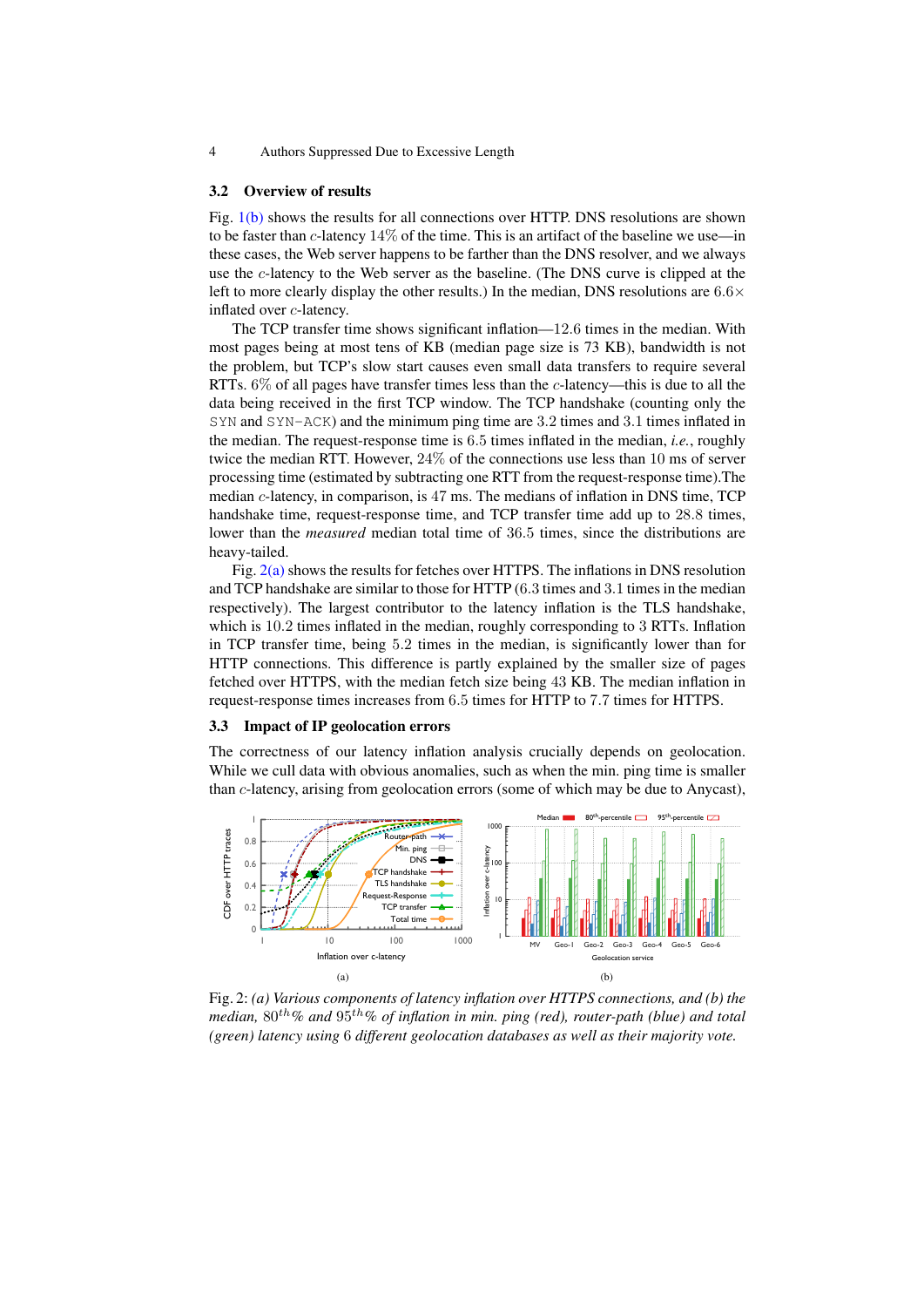### 3.2 Overview of results

Fig. 1(b) shows the results for all connections over HTTP. DNS resolutions are shown to be faster than $c$-latency 14% of the time. This is an artifact of the baseline we use—in these cases, the Web server happens to be farther than the DNS resolver, and we always use the $c$-latency to the Web server as the baseline. (The DNS curve is clipped at the left to more clearly display the other results.) In the median, DNS resolutions are $6.6\times$ inflated over $c$-latency.

The TCP transfer time shows significant inflation—12.6 times in the median. With most pages being at most tens of KB (median page size is 73 KB), bandwidth is not the problem, but TCP's slow start causes even small data transfers to require several RTTs. 6% of all pages have transfer times less than the $c$-latency—this is due to all the data being received in the first TCP window. The TCP handshake (counting only the `SYN` and `SYN-ACK`) and the minimum ping time are 3.2 times and 3.1 times inflated in the median. The request-response time is 6.5 times inflated in the median, *i.e.*, roughly twice the median RTT. However, 24% of the connections use less than 10 ms of server processing time (estimated by subtracting one RTT from the request-response time).The median $c$-latency, in comparison, is 47 ms. The medians of inflation in DNS time, TCP handshake time, request-response time, and TCP transfer time add up to 28.8 times, lower than the *measured* median total time of 36.5 times, since the distributions are heavy-tailed.

Fig. 2(a) shows the results for fetches over HTTPS. The inflations in DNS resolution and TCP handshake are similar to those for HTTP (6.3 times and 3.1 times in the median respectively). The largest contributor to the latency inflation is the TLS handshake, which is 10.2 times inflated in the median, roughly corresponding to 3 RTTs. Inflation in TCP transfer time, being 5.2 times in the median, is significantly lower than for HTTP connections. This difference is partly explained by the smaller size of pages fetched over HTTPS, with the median fetch size being 43 KB. The median inflation in request-response times increases from 6.5 times for HTTP to 7.7 times for HTTPS.

### 3.3 Impact of IP geolocation errors

The correctness of our latency inflation analysis crucially depends on geolocation. While we cull data with obvious anomalies, such as when the min. ping time is smaller than $c$-latency, arising from geolocation errors (some of which may be due to Anycast),

Fig. 2: *(a) Various components of latency inflation over HTTPS connections, and (b) the median, $80^{th}$% and $95^{th}$% of inflation in min. ping (red), router-path (blue) and total (green) latency using 6 different geolocation databases as well as their majority vote.*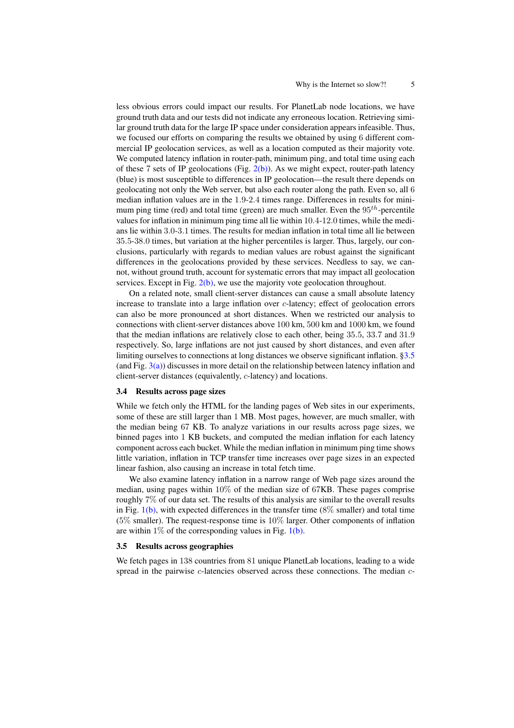less obvious errors could impact our results. For PlanetLab node locations, we have ground truth data and our tests did not indicate any erroneous location. Retrieving similar ground truth data for the large IP space under consideration appears infeasible. Thus, we focused our efforts on comparing the results we obtained by using 6 different commercial IP geolocation services, as well as a location computed as their majority vote. We computed latency inflation in router-path, minimum ping, and total time using each of these 7 sets of IP geolocations (Fig. 2(b)). As we might expect, router-path latency (blue) is most susceptible to differences in IP geolocation—the result there depends on geolocating not only the Web server, but also each router along the path. Even so, all 6 median inflation values are in the 1.9-2.4 times range. Differences in results for minimum ping time (red) and total time (green) are much smaller. Even the $95^{th}$-percentile values for inflation in minimum ping time all lie within 10.4-12.0 times, while the medians lie within 3.0-3.1 times. The results for median inflation in total time all lie between 35.5-38.0 times, but variation at the higher percentiles is larger. Thus, largely, our conclusions, particularly with regards to median values are robust against the significant differences in the geolocations provided by these services. Needless to say, we cannot, without ground truth, account for systematic errors that may impact all geolocation services. Except in Fig. 2(b), we use the majority vote geolocation throughout.

On a related note, small client-server distances can cause a small absolute latency increase to translate into a large inflation over $c$-latency; effect of geolocation errors can also be more pronounced at short distances. When we restricted our analysis to connections with client-server distances above 100 km, 500 km and 1000 km, we found that the median inflations are relatively close to each other, being 35.5, 33.7 and 31.9 respectively. So, large inflations are not just caused by short distances, and even after limiting ourselves to connections at long distances we observe significant inflation. §3.5 (and Fig. 3(a)) discusses in more detail on the relationship between latency inflation and client-server distances (equivalently, $c$-latency) and locations.

### 3.4 Results across page sizes

While we fetch only the HTML for the landing pages of Web sites in our experiments, some of these are still larger than 1 MB. Most pages, however, are much smaller, with the median being 67 KB. To analyze variations in our results across page sizes, we binned pages into 1 KB buckets, and computed the median inflation for each latency component across each bucket. While the median inflation in minimum ping time shows little variation, inflation in TCP transfer time increases over page sizes in an expected linear fashion, also causing an increase in total fetch time.

We also examine latency inflation in a narrow range of Web page sizes around the median, using pages within 10% of the median size of 67KB. These pages comprise roughly 7% of our data set. The results of this analysis are similar to the overall results in Fig. 1(b), with expected differences in the transfer time (8% smaller) and total time (5% smaller). The request-response time is 10% larger. Other components of inflation are within 1% of the corresponding values in Fig. 1(b).

### 3.5 Results across geographies

We fetch pages in 138 countries from 81 unique PlanetLab locations, leading to a wide spread in the pairwise $c$-latencies observed across these connections. The median $c$-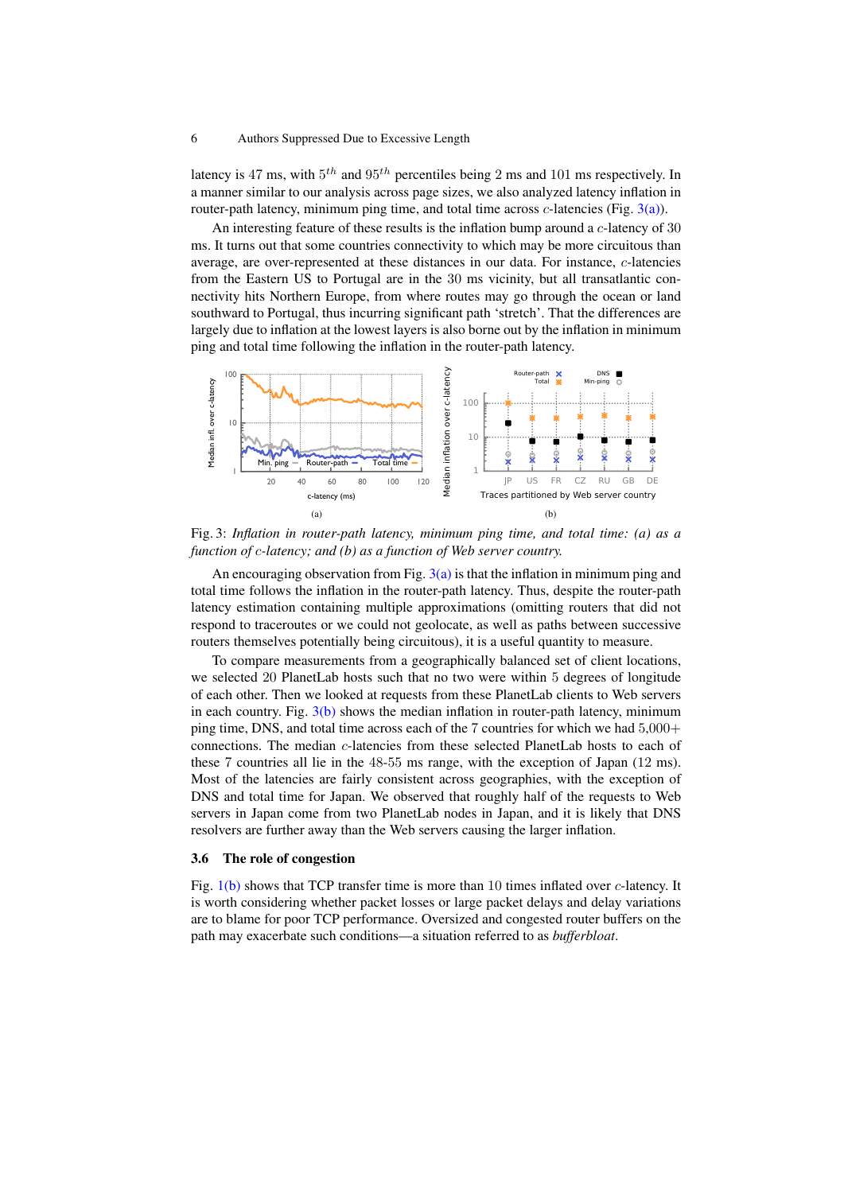latency is 47 ms, with $5^{th}$ and $95^{th}$ percentiles being 2 ms and 101 ms respectively. In a manner similar to our analysis across page sizes, we also analyzed latency inflation in router-path latency, minimum ping time, and total time across $c$-latencies (Fig. 3(a)).

An interesting feature of these results is the inflation bump around a $c$-latency of 30 ms. It turns out that some countries connectivity to which may be more circuitous than average, are over-represented at these distances in our data. For instance, $c$-latencies from the Eastern US to Portugal are in the 30 ms vicinity, but all transatlantic connectivity hits Northern Europe, from where routes may go through the ocean or land southward to Portugal, thus incurring significant path 'stretch'. That the differences are largely due to inflation at the lowest layers is also borne out by the inflation in minimum ping and total time following the inflation in the router-path latency.

Fig. 3: *Inflation in router-path latency, minimum ping time, and total time: (a) as a function of $c$-latency; and (b) as a function of Web server country.*

An encouraging observation from Fig. 3(a) is that the inflation in minimum ping and total time follows the inflation in the router-path latency. Thus, despite the router-path latency estimation containing multiple approximations (omitting routers that did not respond to traceroutes or we could not geolocate, as well as paths between successive routers themselves potentially being circuitous), it is a useful quantity to measure.

To compare measurements from a geographically balanced set of client locations, we selected 20 PlanetLab hosts such that no two were within 5 degrees of longitude of each other. Then we looked at requests from these PlanetLab clients to Web servers in each country. Fig. 3(b) shows the median inflation in router-path latency, minimum ping time, DNS, and total time across each of the 7 countries for which we had 5,000+ connections. The median $c$-latencies from these selected PlanetLab hosts to each of these 7 countries all lie in the 48-55 ms range, with the exception of Japan (12 ms). Most of the latencies are fairly consistent across geographies, with the exception of DNS and total time for Japan. We observed that roughly half of the requests to Web servers in Japan come from two PlanetLab nodes in Japan, and it is likely that DNS resolvers are further away than the Web servers causing the larger inflation.

### 3.6 The role of congestion

Fig. 1(b) shows that TCP transfer time is more than 10 times inflated over $c$-latency. It is worth considering whether packet losses or large packet delays and delay variations are to blame for poor TCP performance. Oversized and congested router buffers on the path may exacerbate such conditions—a situation referred to as *bufferbloat*.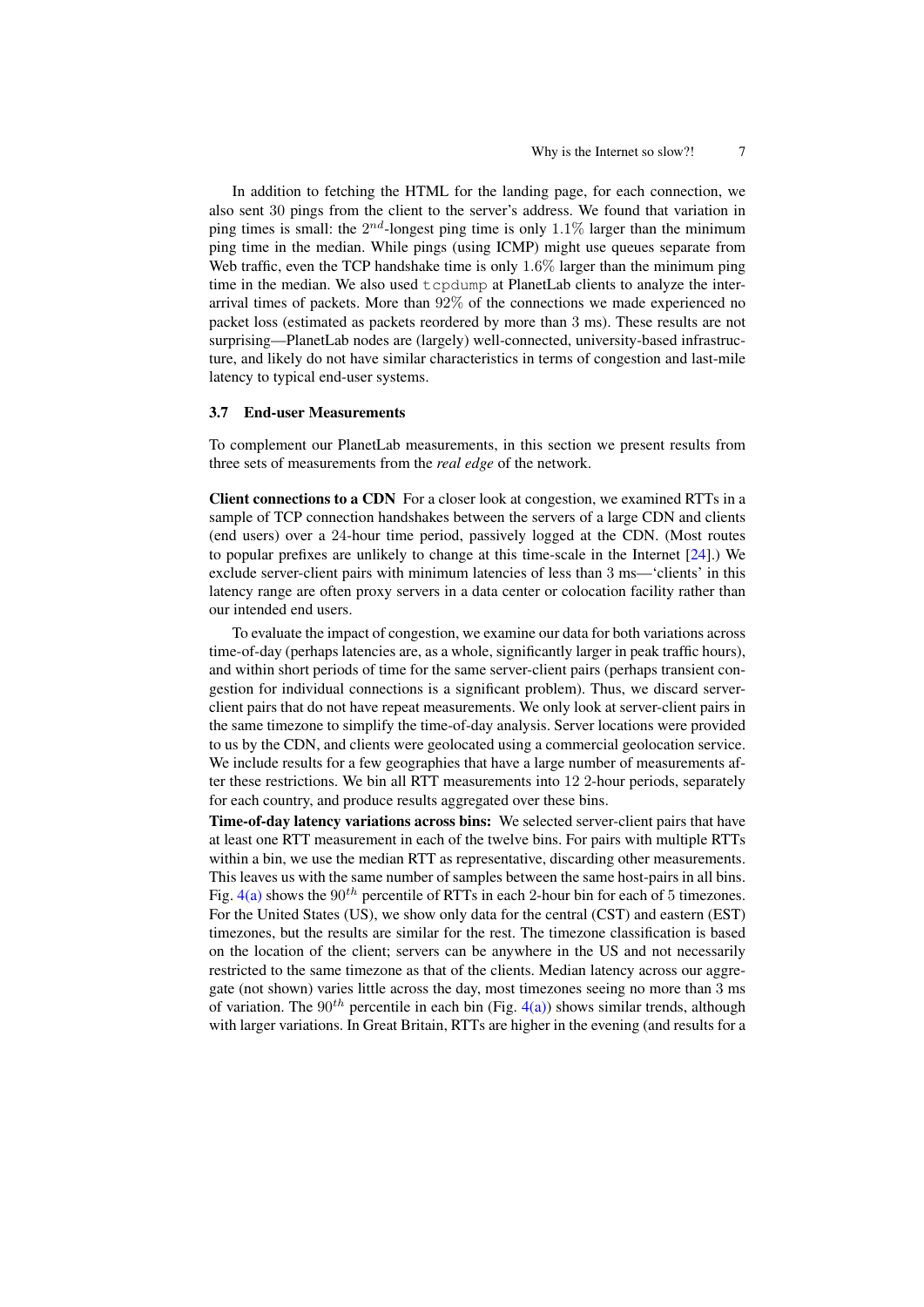In addition to fetching the HTML for the landing page, for each connection, we also sent 30 pings from the client to the server's address. We found that variation in ping times is small: the $2^{nd}$-longest ping time is only 1.1% larger than the minimum ping time in the median. While pings (using ICMP) might use queues separate from Web traffic, even the TCP handshake time is only 1.6% larger than the minimum ping time in the median. We also used `tcpdump` at PlanetLab clients to analyze the inter-arrival times of packets. More than 92% of the connections we made experienced no packet loss (estimated as packets reordered by more than 3 ms). These results are not surprising—PlanetLab nodes are (largely) well-connected, university-based infrastructure, and likely do not have similar characteristics in terms of congestion and last-mile latency to typical end-user systems.

### 3.7 End-user Measurements

To complement our PlanetLab measurements, in this section we present results from three sets of measurements from the *real edge* of the network.

**Client connections to a CDN** For a closer look at congestion, we examined RTTs in a sample of TCP connection handshakes between the servers of a large CDN and clients (end users) over a 24-hour time period, passively logged at the CDN. (Most routes to popular prefixes are unlikely to change at this time-scale in the Internet [24].) We exclude server-client pairs with minimum latencies of less than 3 ms—'clients' in this latency range are often proxy servers in a data center or colocation facility rather than our intended end users.

To evaluate the impact of congestion, we examine our data for both variations across time-of-day (perhaps latencies are, as a whole, significantly larger in peak traffic hours), and within short periods of time for the same server-client pairs (perhaps transient congestion for individual connections is a significant problem). Thus, we discard server-client pairs that do not have repeat measurements. We only look at server-client pairs in the same timezone to simplify the time-of-day analysis. Server locations were provided to us by the CDN, and clients were geolocated using a commercial geolocation service. We include results for a few geographies that have a large number of measurements after these restrictions. We bin all RTT measurements into 12 2-hour periods, separately for each country, and produce results aggregated over these bins.

**Time-of-day latency variations across bins:** We selected server-client pairs that have at least one RTT measurement in each of the twelve bins. For pairs with multiple RTTs within a bin, we use the median RTT as representative, discarding other measurements. This leaves us with the same number of samples between the same host-pairs in all bins. Fig. 4(a) shows the $90^{th}$ percentile of RTTs in each 2-hour bin for each of 5 timezones. For the United States (US), we show only data for the central (CST) and eastern (EST) timezones, but the results are similar for the rest. The timezone classification is based on the location of the client; servers can be anywhere in the US and not necessarily restricted to the same timezone as that of the clients. Median latency across our aggregate (not shown) varies little across the day, most timezones seeing no more than 3 ms of variation. The $90^{th}$ percentile in each bin (Fig. 4(a)) shows similar trends, although with larger variations. In Great Britain, RTTs are higher in the evening (and results for a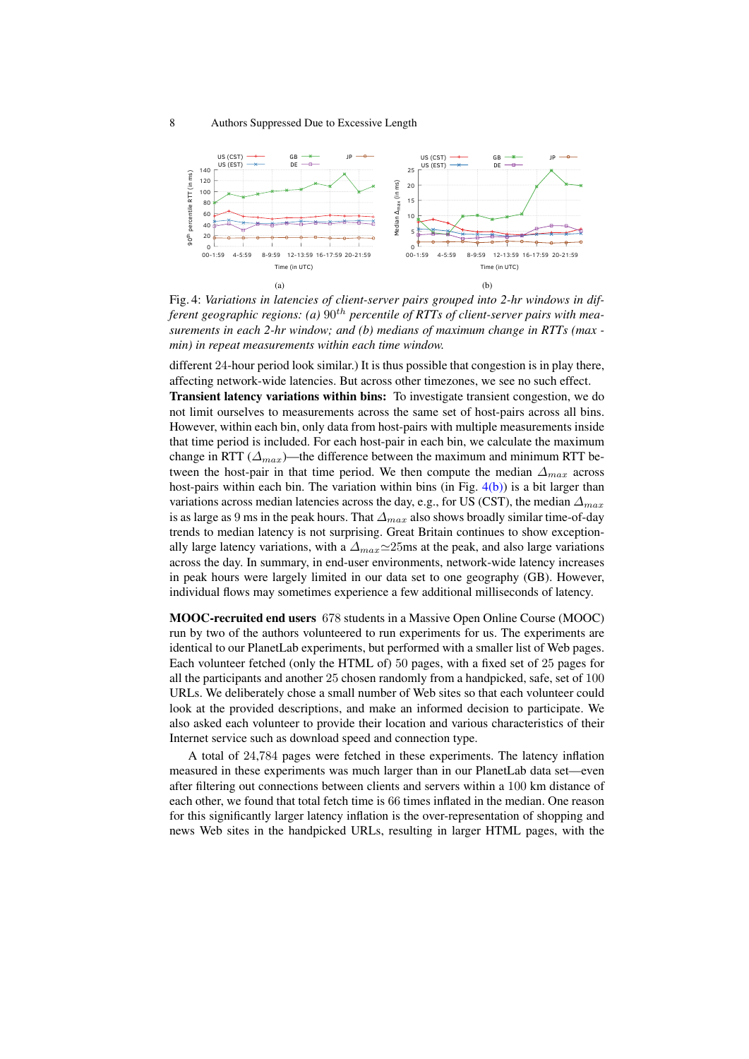Fig. 4: *Variations in latencies of client-server pairs grouped into 2-hr windows in different geographic regions: (a) $90^{th}$ percentile of RTTs of client-server pairs with measurements in each 2-hr window; and (b) medians of maximum change in RTTs (max - min) in repeat measurements within each time window.*

different 24-hour period look similar.) It is thus possible that congestion is in play there, affecting network-wide latencies. But across other timezones, we see no such effect.

**Transient latency variations within bins:** To investigate transient congestion, we do not limit ourselves to measurements across the same set of host-pairs across all bins. However, within each bin, only data from host-pairs with multiple measurements inside that time period is included. For each host-pair in each bin, we calculate the maximum change in RTT ($\Delta_{max}$)—the difference between the maximum and minimum RTT between the host-pair in that time period. We then compute the median $\Delta_{max}$ across host-pairs within each bin. The variation within bins (in Fig. 4(b)) is a bit larger than variations across median latencies across the day, e.g., for US (CST), the median $\Delta_{max}$ is as large as 9 ms in the peak hours. That $\Delta_{max}$ also shows broadly similar time-of-day trends to median latency is not surprising. Great Britain continues to show exceptionally large latency variations, with a $\Delta_{max}\simeq$25ms at the peak, and also large variations across the day. In summary, in end-user environments, network-wide latency increases in peak hours were largely limited in our data set to one geography (GB). However, individual flows may sometimes experience a few additional milliseconds of latency.

**MOOC-recruited end users** 678 students in a Massive Open Online Course (MOOC) run by two of the authors volunteered to run experiments for us. The experiments are identical to our PlanetLab experiments, but performed with a smaller list of Web pages. Each volunteer fetched (only the HTML of) 50 pages, with a fixed set of 25 pages for all the participants and another 25 chosen randomly from a handpicked, safe, set of 100 URLs. We deliberately chose a small number of Web sites so that each volunteer could look at the provided descriptions, and make an informed decision to participate. We also asked each volunteer to provide their location and various characteristics of their Internet service such as download speed and connection type.

A total of 24,784 pages were fetched in these experiments. The latency inflation measured in these experiments was much larger than in our PlanetLab data set—even after filtering out connections between clients and servers within a 100 km distance of each other, we found that total fetch time is 66 times inflated in the median. One reason for this significantly larger latency inflation is the over-representation of shopping and news Web sites in the handpicked URLs, resulting in larger HTML pages, with the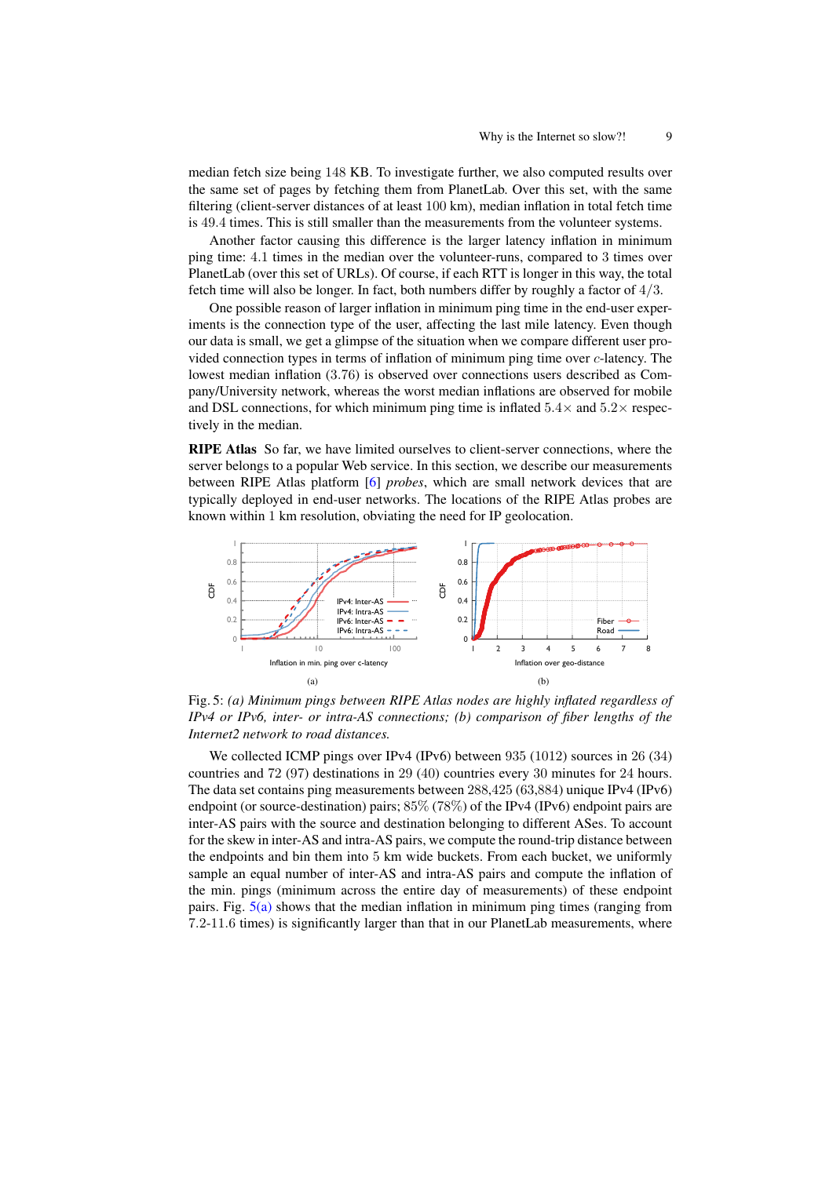median fetch size being 148 KB. To investigate further, we also computed results over the same set of pages by fetching them from PlanetLab. Over this set, with the same filtering (client-server distances of at least 100 km), median inflation in total fetch time is 49.4 times. This is still smaller than the measurements from the volunteer systems.

Another factor causing this difference is the larger latency inflation in minimum ping time: 4.1 times in the median over the volunteer-runs, compared to 3 times over PlanetLab (over this set of URLs). Of course, if each RTT is longer in this way, the total fetch time will also be longer. In fact, both numbers differ by roughly a factor of $4/3$.

One possible reason of larger inflation in minimum ping time in the end-user experiments is the connection type of the user, affecting the last mile latency. Even though our data is small, we get a glimpse of the situation when we compare different user provided connection types in terms of inflation of minimum ping time over $c$-latency. The lowest median inflation (3.76) is observed over connections users described as Company/University network, whereas the worst median inflations are observed for mobile and DSL connections, for which minimum ping time is inflated $5.4\times$ and $5.2\times$ respectively in the median.

**RIPE Atlas** So far, we have limited ourselves to client-server connections, where the server belongs to a popular Web service. In this section, we describe our measurements between RIPE Atlas platform [6] *probes*, which are small network devices that are typically deployed in end-user networks. The locations of the RIPE Atlas probes are known within 1 km resolution, obviating the need for IP geolocation.

Fig. 5: *(a) Minimum pings between RIPE Atlas nodes are highly inflated regardless of IPv4 or IPv6, inter- or intra-AS connections; (b) comparison of fiber lengths of the Internet2 network to road distances.*

We collected ICMP pings over IPv4 (IPv6) between 935 (1012) sources in 26 (34) countries and 72 (97) destinations in 29 (40) countries every 30 minutes for 24 hours. The data set contains ping measurements between 288,425 (63,884) unique IPv4 (IPv6) endpoint (or source-destination) pairs; 85% (78%) of the IPv4 (IPv6) endpoint pairs are inter-AS pairs with the source and destination belonging to different ASes. To account for the skew in inter-AS and intra-AS pairs, we compute the round-trip distance between the endpoints and bin them into 5 km wide buckets. From each bucket, we uniformly sample an equal number of inter-AS and intra-AS pairs and compute the inflation of the min. pings (minimum across the entire day of measurements) of these endpoint pairs. Fig. 5(a) shows that the median inflation in minimum ping times (ranging from 7.2-11.6 times) is significantly larger than that in our PlanetLab measurements, where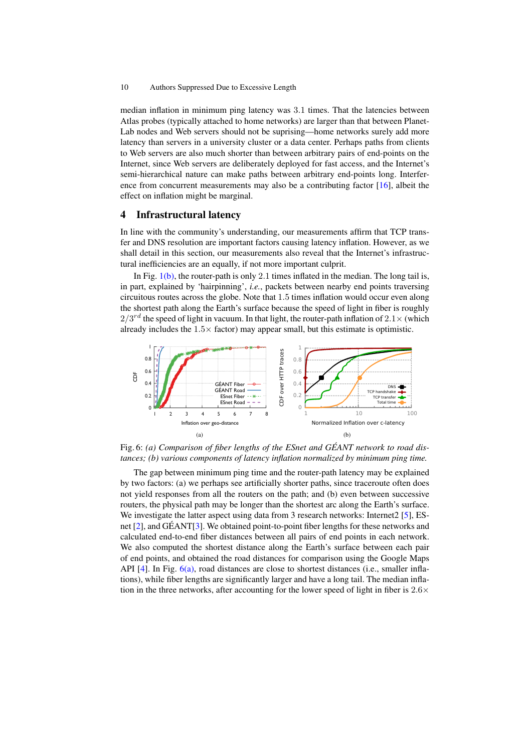median inflation in minimum ping latency was 3.1 times. That the latencies between Atlas probes (typically attached to home networks) are larger than that between PlanetLab nodes and Web servers should not be suprising—home networks surely add more latency than servers in a university cluster or a data center. Perhaps paths from clients to Web servers are also much shorter than between arbitrary pairs of end-points on the Internet, since Web servers are deliberately deployed for fast access, and the Internet's semi-hierarchical nature can make paths between arbitrary end-points long. Interference from concurrent measurements may also be a contributing factor [16], albeit the effect on inflation might be marginal.

## 4 Infrastructural latency

In line with the community's understanding, our measurements affirm that TCP transfer and DNS resolution are important factors causing latency inflation. However, as we shall detail in this section, our measurements also reveal that the Internet's infrastructural inefficiencies are an equally, if not more important culprit.

In Fig. 1(b), the router-path is only 2.1 times inflated in the median. The long tail is, in part, explained by 'hairpinning', *i.e.*, packets between nearby end points traversing circuitous routes across the globe. Note that 1.5 times inflation would occur even along the shortest path along the Earth's surface because the speed of light in fiber is roughly $2/3^{rd}$ the speed of light in vacuum. In that light, the router-path inflation of $2.1\times$ (which already includes the $1.5\times$ factor) may appear small, but this estimate is optimistic.

Fig. 6: *(a) Comparison of fiber lengths of the ESnet and GÉANT network to road distances; (b) various components of latency inflation normalized by minimum ping time.*

The gap between minimum ping time and the router-path latency may be explained by two factors: (a) we perhaps see artificially shorter paths, since traceroute often does not yield responses from all the routers on the path; and (b) even between successive routers, the physical path may be longer than the shortest arc along the Earth's surface. We investigate the latter aspect using data from 3 research networks: Internet2 [5], ESnet [2], and GÉANT[3]. We obtained point-to-point fiber lengths for these networks and calculated end-to-end fiber distances between all pairs of end points in each network. We also computed the shortest distance along the Earth's surface between each pair of end points, and obtained the road distances for comparison using the Google Maps API [4]. In Fig. 6(a), road distances are close to shortest distances (i.e., smaller inflations), while fiber lengths are significantly larger and have a long tail. The median inflation in the three networks, after accounting for the lower speed of light in fiber is $2.6\times$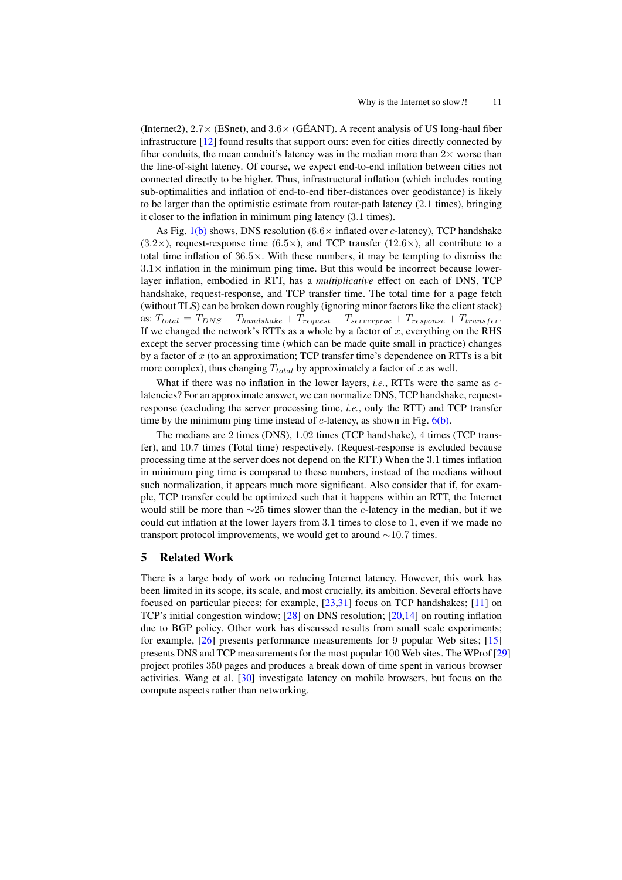(Internet2), $2.7\times$ (ESnet), and $3.6\times$ (GÉANT). A recent analysis of US long-haul fiber infrastructure [12] found results that support ours: even for cities directly connected by fiber conduits, the mean conduit's latency was in the median more than $2\times$ worse than the line-of-sight latency. Of course, we expect end-to-end inflation between cities not connected directly to be higher. Thus, infrastructural inflation (which includes routing sub-optimalities and inflation of end-to-end fiber-distances over geodistance) is likely to be larger than the optimistic estimate from router-path latency (2.1 times), bringing it closer to the inflation in minimum ping latency (3.1 times).

As Fig. 1(b) shows, DNS resolution ($6.6\times$ inflated over $c$-latency), TCP handshake ($3.2\times$), request-response time ($6.5\times$), and TCP transfer ($12.6\times$), all contribute to a total time inflation of $36.5\times$. With these numbers, it may be tempting to dismiss the $3.1\times$ inflation in the minimum ping time. But this would be incorrect because lower-layer inflation, embodied in RTT, has a *multiplicative* effect on each of DNS, TCP handshake, request-response, and TCP transfer time. The total time for a page fetch (without TLS) can be broken down roughly (ignoring minor factors like the client stack) as: $T_{total} = T_{DNS} + T_{handshake} + T_{request} + T_{serverproc} + T_{response} + T_{transfer}$. If we changed the network's RTTs as a whole by a factor of $x$, everything on the RHS except the server processing time (which can be made quite small in practice) changes by a factor of $x$ (to an approximation; TCP transfer time's dependence on RTTs is a bit more complex), thus changing $T_{total}$ by approximately a factor of $x$ as well.

What if there was no inflation in the lower layers, *i.e.*, RTTs were the same as $c$-latencies? For an approximate answer, we can normalize DNS, TCP handshake, request-response (excluding the server processing time, *i.e.*, only the RTT) and TCP transfer time by the minimum ping time instead of $c$-latency, as shown in Fig. 6(b).

The medians are 2 times (DNS), 1.02 times (TCP handshake), 4 times (TCP transfer), and 10.7 times (Total time) respectively. (Request-response is excluded because processing time at the server does not depend on the RTT.) When the 3.1 times inflation in minimum ping time is compared to these numbers, instead of the medians without such normalization, it appears much more significant. Also consider that if, for example, TCP transfer could be optimized such that it happens within an RTT, the Internet would still be more than $\sim$25 times slower than the $c$-latency in the median, but if we could cut inflation at the lower layers from 3.1 times to close to 1, even if we made no transport protocol improvements, we would get to around $\sim$10.7 times.

## 5 Related Work

There is a large body of work on reducing Internet latency. However, this work has been limited in its scope, its scale, and most crucially, its ambition. Several efforts have focused on particular pieces; for example, [23,31] focus on TCP handshakes; [11] on TCP's initial congestion window; [28] on DNS resolution; [20,14] on routing inflation due to BGP policy. Other work has discussed results from small scale experiments; for example, [26] presents performance measurements for 9 popular Web sites; [15] presents DNS and TCP measurements for the most popular 100 Web sites. The WProf [29] project profiles 350 pages and produces a break down of time spent in various browser activities. Wang et al. [30] investigate latency on mobile browsers, but focus on the compute aspects rather than networking.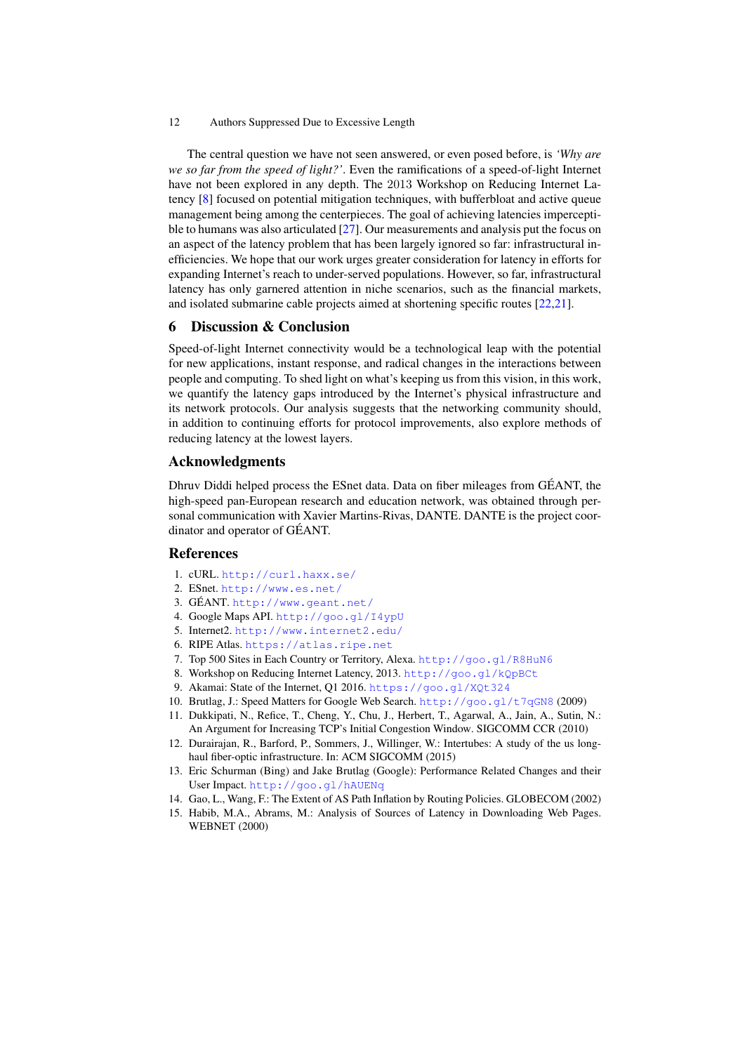The central question we have not seen answered, or even posed before, is *'Why are we so far from the speed of light?'*. Even the ramifications of a speed-of-light Internet have not been explored in any depth. The 2013 Workshop on Reducing Internet Latency [8] focused on potential mitigation techniques, with bufferbloat and active queue management being among the centerpieces. The goal of achieving latencies imperceptible to humans was also articulated [27]. Our measurements and analysis put the focus on an aspect of the latency problem that has been largely ignored so far: infrastructural inefficiencies. We hope that our work urges greater consideration for latency in efforts for expanding Internet's reach to under-served populations. However, so far, infrastructural latency has only garnered attention in niche scenarios, such as the financial markets, and isolated submarine cable projects aimed at shortening specific routes [22,21].

## 6 Discussion & Conclusion

Speed-of-light Internet connectivity would be a technological leap with the potential for new applications, instant response, and radical changes in the interactions between people and computing. To shed light on what's keeping us from this vision, in this work, we quantify the latency gaps introduced by the Internet's physical infrastructure and its network protocols. Our analysis suggests that the networking community should, in addition to continuing efforts for protocol improvements, also explore methods of reducing latency at the lowest layers.

## Acknowledgments

Dhruv Diddi helped process the ESnet data. Data on fiber mileages from GÉANT, the high-speed pan-European research and education network, was obtained through personal communication with Xavier Martins-Rivas, DANTE. DANTE is the project coordinator and operator of GÉANT.

## References

1. cURL. http://curl.haxx.se/
2. ESnet. http://www.es.net/
3. GÉANT. http://www.geant.net/
4. Google Maps API. http://goo.gl/I4ypU
5. Internet2. http://www.internet2.edu/
6. RIPE Atlas. https://atlas.ripe.net
7. Top 500 Sites in Each Country or Territory, Alexa. http://goo.gl/R8HuN6
8. Workshop on Reducing Internet Latency, 2013. http://goo.gl/kQpBCt
9. Akamai: State of the Internet, Q1 2016. https://goo.gl/XQt324
10. Brutlag, J.: Speed Matters for Google Web Search. http://goo.gl/t7qGN8 (2009)
11. Dukkipati, N., Refice, T., Cheng, Y., Chu, J., Herbert, T., Agarwal, A., Jain, A., Sutin, N.: An Argument for Increasing TCP's Initial Congestion Window. SIGCOMM CCR (2010)
12. Durairajan, R., Barford, P., Sommers, J., Willinger, W.: Intertubes: A study of the us long-haul fiber-optic infrastructure. In: ACM SIGCOMM (2015)
13. Eric Schurman (Bing) and Jake Brutlag (Google): Performance Related Changes and their User Impact. http://goo.gl/hAUENq
14. Gao, L., Wang, F.: The Extent of AS Path Inflation by Routing Policies. GLOBECOM (2002)
15. Habib, M.A., Abrams, M.: Analysis of Sources of Latency in Downloading Web Pages. WEBNET (2000)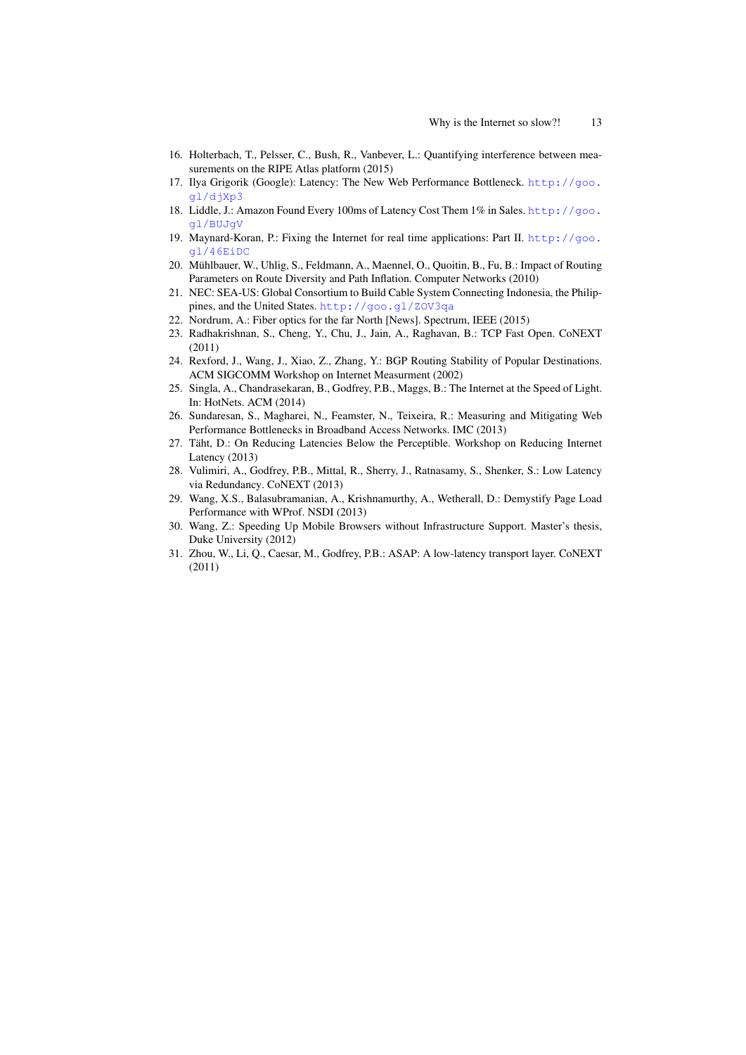16. Holterbach, T., Pelsser, C., Bush, R., Vanbever, L.: Quantifying interference between measurements on the RIPE Atlas platform (2015)
17. Ilya Grigorik (Google): Latency: The New Web Performance Bottleneck. http://goo.gl/djXp3
18. Liddle, J.: Amazon Found Every 100ms of Latency Cost Them 1% in Sales. http://goo.gl/BUJgV
19. Maynard-Koran, P.: Fixing the Internet for real time applications: Part II. http://goo.gl/46EiDC
20. Mühlbauer, W., Uhlig, S., Feldmann, A., Maennel, O., Quoitin, B., Fu, B.: Impact of Routing Parameters on Route Diversity and Path Inflation. Computer Networks (2010)
21. NEC: SEA-US: Global Consortium to Build Cable System Connecting Indonesia, the Philippines, and the United States. http://goo.gl/ZOV3qa
22. Nordrum, A.: Fiber optics for the far North [News]. Spectrum, IEEE (2015)
23. Radhakrishnan, S., Cheng, Y., Chu, J., Jain, A., Raghavan, B.: TCP Fast Open. CoNEXT (2011)
24. Rexford, J., Wang, J., Xiao, Z., Zhang, Y.: BGP Routing Stability of Popular Destinations. ACM SIGCOMM Workshop on Internet Measurment (2002)
25. Singla, A., Chandrasekaran, B., Godfrey, P.B., Maggs, B.: The Internet at the Speed of Light. In: HotNets. ACM (2014)
26. Sundaresan, S., Magharei, N., Feamster, N., Teixeira, R.: Measuring and Mitigating Web Performance Bottlenecks in Broadband Access Networks. IMC (2013)
27. Täht, D.: On Reducing Latencies Below the Perceptible. Workshop on Reducing Internet Latency (2013)
28. Vulimiri, A., Godfrey, P.B., Mittal, R., Sherry, J., Ratnasamy, S., Shenker, S.: Low Latency via Redundancy. CoNEXT (2013)
29. Wang, X.S., Balasubramanian, A., Krishnamurthy, A., Wetherall, D.: Demystify Page Load Performance with WProf. NSDI (2013)
30. Wang, Z.: Speeding Up Mobile Browsers without Infrastructure Support. Master's thesis, Duke University (2012)
31. Zhou, W., Li, Q., Caesar, M., Godfrey, P.B.: ASAP: A low-latency transport layer. CoNEXT (2011)